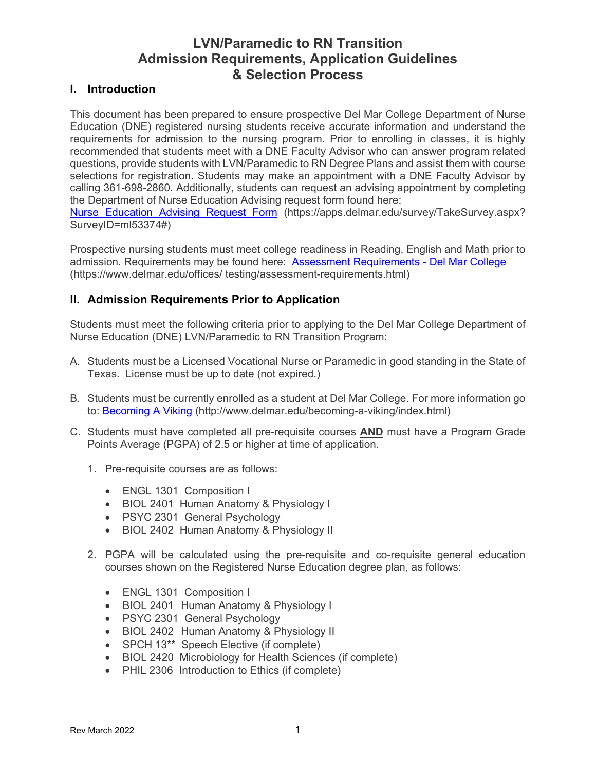# LVN/Paramedic to RN Transition
# Admission Requirements, Application Guidelines & Selection Process

## I. Introduction

This document has been prepared to ensure prospective Del Mar College Department of Nurse Education (DNE) registered nursing students receive accurate information and understand the requirements for admission to the nursing program. Prior to enrolling in classes, it is highly recommended that students meet with a DNE Faculty Advisor who can answer program related questions, provide students with LVN/Paramedic to RN Degree Plans and assist them with course selections for registration. Students may make an appointment with a DNE Faculty Advisor by calling 361-698-2860. Additionally, students can request an advising appointment by completing the Department of Nurse Education Advising request form found here: [Nurse Education Advising Request Form](https://apps.delmar.edu/survey/TakeSurvey.aspx?SurveyID=ml53374#) (https://apps.delmar.edu/survey/TakeSurvey.aspx?SurveyID=ml53374#)

Prospective nursing students must meet college readiness in Reading, English and Math prior to admission. Requirements may be found here: [Assessment Requirements - Del Mar College](https://www.delmar.edu/offices/testing/assessment-requirements.html) (https://www.delmar.edu/offices/ testing/assessment-requirements.html)

## II. Admission Requirements Prior to Application

Students must meet the following criteria prior to applying to the Del Mar College Department of Nurse Education (DNE) LVN/Paramedic to RN Transition Program:

A. Students must be a Licensed Vocational Nurse or Paramedic in good standing in the State of Texas. License must be up to date (not expired.)

B. Students must be currently enrolled as a student at Del Mar College. For more information go to: [Becoming A Viking](http://www.delmar.edu/becoming-a-viking/index.html) (http://www.delmar.edu/becoming-a-viking/index.html)

C. Students must have completed all pre-requisite courses **AND** must have a Program Grade Points Average (PGPA) of 2.5 or higher at time of application.

   1. Pre-requisite courses are as follows:

      - ENGL 1301 Composition I
      - BIOL 2401 Human Anatomy & Physiology I
      - PSYC 2301 General Psychology
      - BIOL 2402 Human Anatomy & Physiology II

   2. PGPA will be calculated using the pre-requisite and co-requisite general education courses shown on the Registered Nurse Education degree plan, as follows:

      - ENGL 1301 Composition I
      - BIOL 2401 Human Anatomy & Physiology I
      - PSYC 2301 General Psychology
      - BIOL 2402 Human Anatomy & Physiology II
      - SPCH 13** Speech Elective (if complete)
      - BIOL 2420 Microbiology for Health Sciences (if complete)
      - PHIL 2306 Introduction to Ethics (if complete)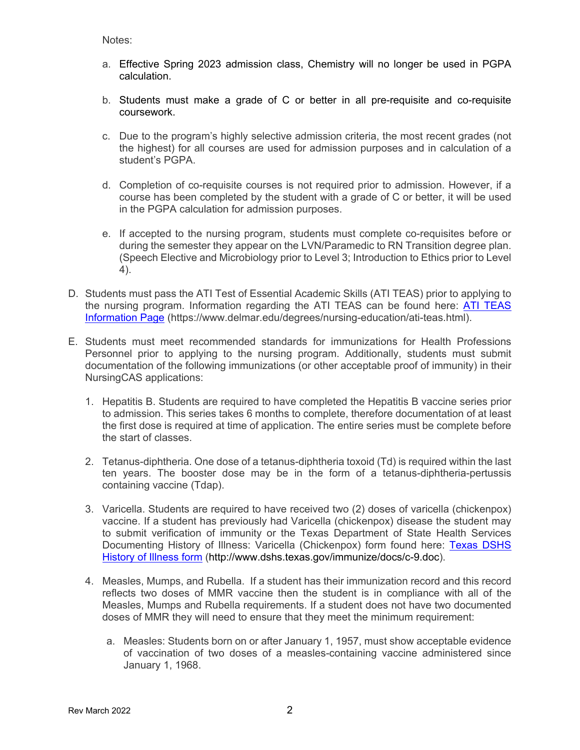Notes:

a. Effective Spring 2023 admission class, Chemistry will no longer be used in PGPA calculation.

b. Students must make a grade of C or better in all pre-requisite and co-requisite coursework.

c. Due to the program's highly selective admission criteria, the most recent grades (not the highest) for all courses are used for admission purposes and in calculation of a student's PGPA.

d. Completion of co-requisite courses is not required prior to admission. However, if a course has been completed by the student with a grade of C or better, it will be used in the PGPA calculation for admission purposes.

e. If accepted to the nursing program, students must complete co-requisites before or during the semester they appear on the LVN/Paramedic to RN Transition degree plan. (Speech Elective and Microbiology prior to Level 3; Introduction to Ethics prior to Level 4).

D. Students must pass the ATI Test of Essential Academic Skills (ATI TEAS) prior to applying to the nursing program. Information regarding the ATI TEAS can be found here: [ATI TEAS Information Page](https://www.delmar.edu/degrees/nursing-education/ati-teas.html) (https://www.delmar.edu/degrees/nursing-education/ati-teas.html).

E. Students must meet recommended standards for immunizations for Health Professions Personnel prior to applying to the nursing program. Additionally, students must submit documentation of the following immunizations (or other acceptable proof of immunity) in their NursingCAS applications:

1. Hepatitis B. Students are required to have completed the Hepatitis B vaccine series prior to admission. This series takes 6 months to complete, therefore documentation of at least the first dose is required at time of application. The entire series must be complete before the start of classes.

2. Tetanus-diphtheria. One dose of a tetanus-diphtheria toxoid (Td) is required within the last ten years. The booster dose may be in the form of a tetanus-diphtheria-pertussis containing vaccine (Tdap).

3. Varicella. Students are required to have received two (2) doses of varicella (chickenpox) vaccine. If a student has previously had Varicella (chickenpox) disease the student may to submit verification of immunity or the Texas Department of State Health Services Documenting History of Illness: Varicella (Chickenpox) form found here: [Texas DSHS History of Illness form](http://www.dshs.texas.gov/immunize/docs/c-9.doc) (http://www.dshs.texas.gov/immunize/docs/c-9.doc).

4. Measles, Mumps, and Rubella. If a student has their immunization record and this record reflects two doses of MMR vaccine then the student is in compliance with all of the Measles, Mumps and Rubella requirements. If a student does not have two documented doses of MMR they will need to ensure that they meet the minimum requirement:

   a. Measles: Students born on or after January 1, 1957, must show acceptable evidence of vaccination of two doses of a measles-containing vaccine administered since January 1, 1968.

Rev March 2022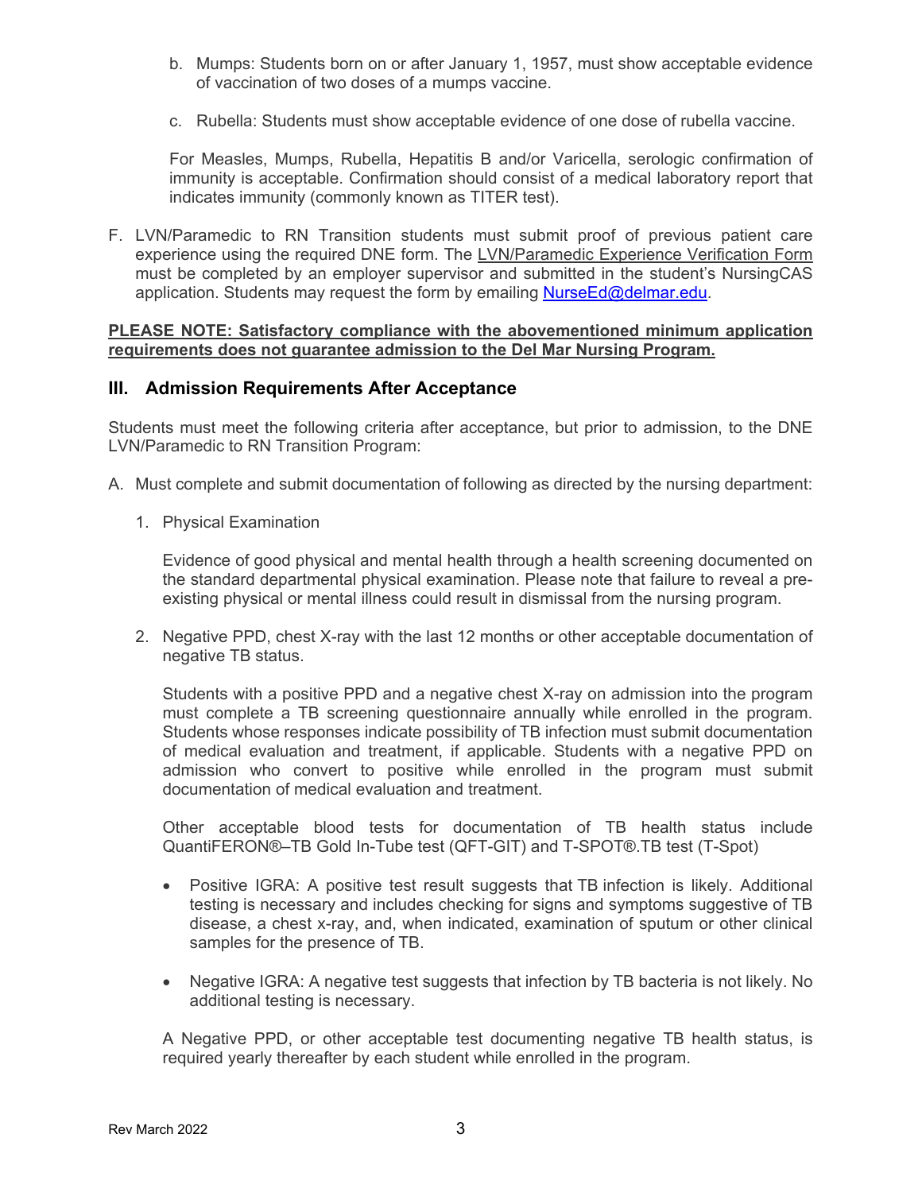b. Mumps: Students born on or after January 1, 1957, must show acceptable evidence of vaccination of two doses of a mumps vaccine.

c. Rubella: Students must show acceptable evidence of one dose of rubella vaccine.

For Measles, Mumps, Rubella, Hepatitis B and/or Varicella, serologic confirmation of immunity is acceptable. Confirmation should consist of a medical laboratory report that indicates immunity (commonly known as TITER test).

F. LVN/Paramedic to RN Transition students must submit proof of previous patient care experience using the required DNE form. The <u>LVN/Paramedic Experience Verification Form</u> must be completed by an employer supervisor and submitted in the student's NursingCAS application. Students may request the form by emailing NurseEd@delmar.edu.

**<u>PLEASE NOTE: Satisfactory compliance with the abovementioned minimum application requirements does not guarantee admission to the Del Mar Nursing Program.</u>**

## III. Admission Requirements After Acceptance

Students must meet the following criteria after acceptance, but prior to admission, to the DNE LVN/Paramedic to RN Transition Program:

A. Must complete and submit documentation of following as directed by the nursing department:

1. Physical Examination

   Evidence of good physical and mental health through a health screening documented on the standard departmental physical examination. Please note that failure to reveal a pre-existing physical or mental illness could result in dismissal from the nursing program.

2. Negative PPD, chest X-ray with the last 12 months or other acceptable documentation of negative TB status.

   Students with a positive PPD and a negative chest X-ray on admission into the program must complete a TB screening questionnaire annually while enrolled in the program. Students whose responses indicate possibility of TB infection must submit documentation of medical evaluation and treatment, if applicable. Students with a negative PPD on admission who convert to positive while enrolled in the program must submit documentation of medical evaluation and treatment.

   Other acceptable blood tests for documentation of TB health status include QuantiFERON®–TB Gold In-Tube test (QFT-GIT) and T-SPOT®.TB test (T-Spot)

   - Positive IGRA: A positive test result suggests that TB infection is likely. Additional testing is necessary and includes checking for signs and symptoms suggestive of TB disease, a chest x-ray, and, when indicated, examination of sputum or other clinical samples for the presence of TB.

   - Negative IGRA: A negative test suggests that infection by TB bacteria is not likely. No additional testing is necessary.

   A Negative PPD, or other acceptable test documenting negative TB health status, is required yearly thereafter by each student while enrolled in the program.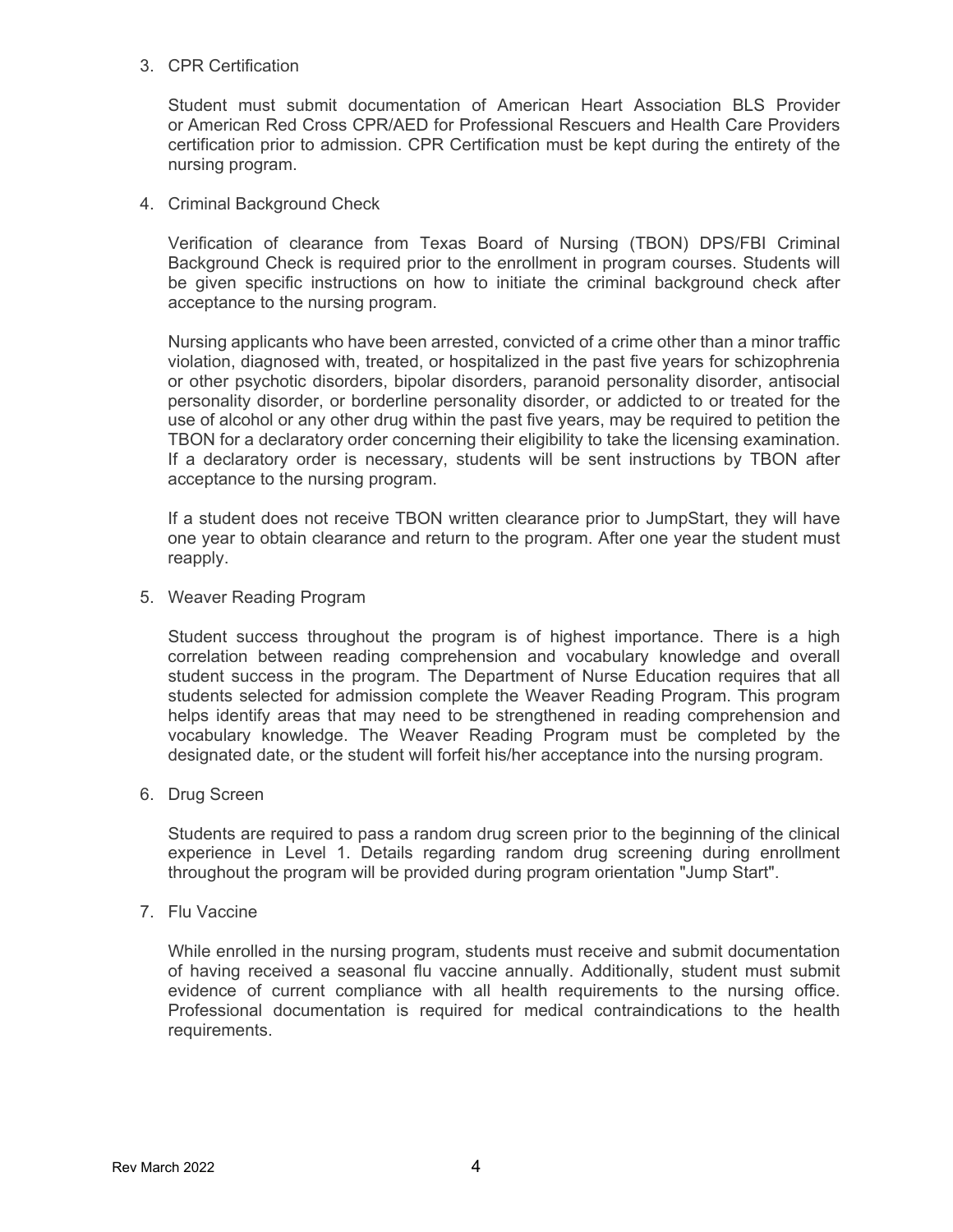3. CPR Certification

   Student must submit documentation of American Heart Association BLS Provider or American Red Cross CPR/AED for Professional Rescuers and Health Care Providers certification prior to admission. CPR Certification must be kept during the entirety of the nursing program.

4. Criminal Background Check

   Verification of clearance from Texas Board of Nursing (TBON) DPS/FBI Criminal Background Check is required prior to the enrollment in program courses. Students will be given specific instructions on how to initiate the criminal background check after acceptance to the nursing program.

   Nursing applicants who have been arrested, convicted of a crime other than a minor traffic violation, diagnosed with, treated, or hospitalized in the past five years for schizophrenia or other psychotic disorders, bipolar disorders, paranoid personality disorder, antisocial personality disorder, or borderline personality disorder, or addicted to or treated for the use of alcohol or any other drug within the past five years, may be required to petition the TBON for a declaratory order concerning their eligibility to take the licensing examination. If a declaratory order is necessary, students will be sent instructions by TBON after acceptance to the nursing program.

   If a student does not receive TBON written clearance prior to JumpStart, they will have one year to obtain clearance and return to the program. After one year the student must reapply.

5. Weaver Reading Program

   Student success throughout the program is of highest importance. There is a high correlation between reading comprehension and vocabulary knowledge and overall student success in the program. The Department of Nurse Education requires that all students selected for admission complete the Weaver Reading Program. This program helps identify areas that may need to be strengthened in reading comprehension and vocabulary knowledge. The Weaver Reading Program must be completed by the designated date, or the student will forfeit his/her acceptance into the nursing program.

6. Drug Screen

   Students are required to pass a random drug screen prior to the beginning of the clinical experience in Level 1. Details regarding random drug screening during enrollment throughout the program will be provided during program orientation "Jump Start".

7. Flu Vaccine

   While enrolled in the nursing program, students must receive and submit documentation of having received a seasonal flu vaccine annually. Additionally, student must submit evidence of current compliance with all health requirements to the nursing office. Professional documentation is required for medical contraindications to the health requirements.

Rev March 2022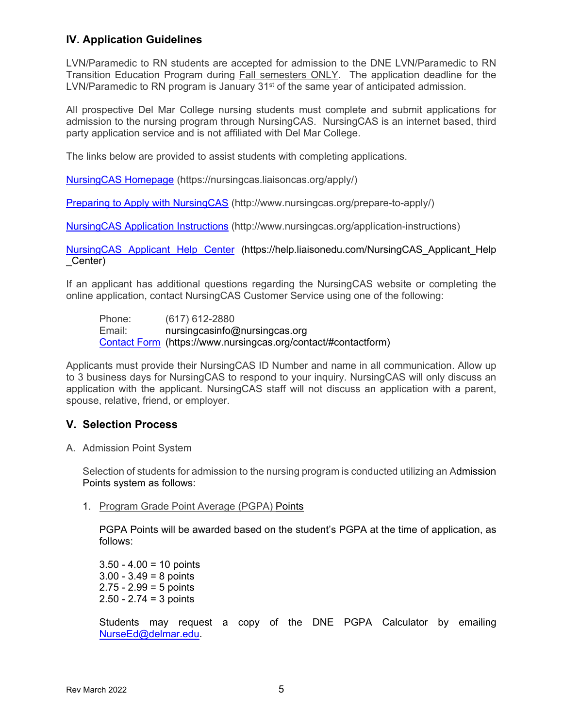## IV. Application Guidelines

LVN/Paramedic to RN students are accepted for admission to the DNE LVN/Paramedic to RN Transition Education Program during Fall semesters ONLY. The application deadline for the LVN/Paramedic to RN program is January 31st of the same year of anticipated admission.

All prospective Del Mar College nursing students must complete and submit applications for admission to the nursing program through NursingCAS. NursingCAS is an internet based, third party application service and is not affiliated with Del Mar College.

The links below are provided to assist students with completing applications.

NursingCAS Homepage (https://nursingcas.liaisoncas.org/apply/)

Preparing to Apply with NursingCAS (http://www.nursingcas.org/prepare-to-apply/)

NursingCAS Application Instructions (http://www.nursingcas.org/application-instructions)

NursingCAS Applicant Help Center (https://help.liaisonedu.com/NursingCAS_Applicant_Help_Center)

If an applicant has additional questions regarding the NursingCAS website or completing the online application, contact NursingCAS Customer Service using one of the following:

Phone: (617) 612-2880
Email: nursingcasinfo@nursingcas.org
Contact Form (https://www.nursingcas.org/contact/#contactform)

Applicants must provide their NursingCAS ID Number and name in all communication. Allow up to 3 business days for NursingCAS to respond to your inquiry. NursingCAS will only discuss an application with the applicant. NursingCAS staff will not discuss an application with a parent, spouse, relative, friend, or employer.

## V. Selection Process

A. Admission Point System

Selection of students for admission to the nursing program is conducted utilizing an Admission Points system as follows:

1. Program Grade Point Average (PGPA) Points

   PGPA Points will be awarded based on the student's PGPA at the time of application, as follows:

   3.50 - 4.00 = 10 points
   3.00 - 3.49 = 8 points
   2.75 - 2.99 = 5 points
   2.50 - 2.74 = 3 points

   Students may request a copy of the DNE PGPA Calculator by emailing NurseEd@delmar.edu.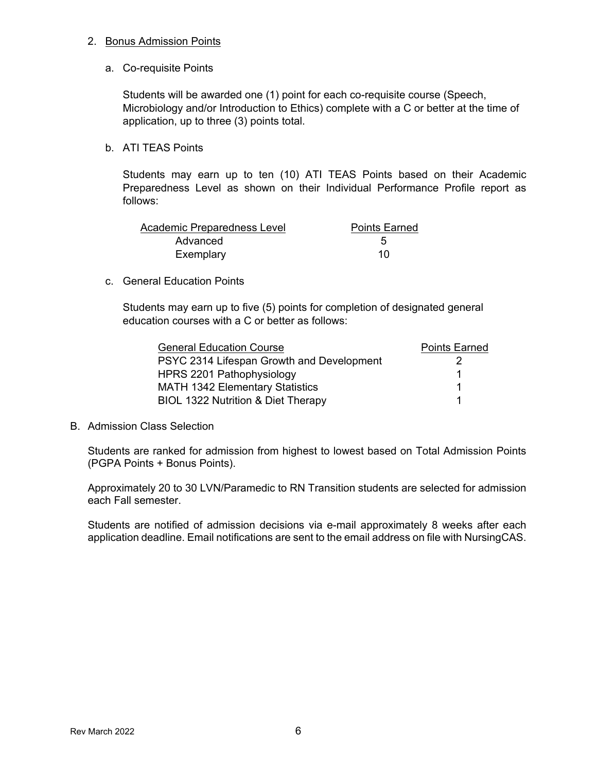2. Bonus Admission Points

   a. Co-requisite Points

      Students will be awarded one (1) point for each co-requisite course (Speech, Microbiology and/or Introduction to Ethics) complete with a C or better at the time of application, up to three (3) points total.

   b. ATI TEAS Points

      Students may earn up to ten (10) ATI TEAS Points based on their Academic Preparedness Level as shown on their Individual Performance Profile report as follows:

      | Academic Preparedness Level | Points Earned |
      | --- | --- |
      | Advanced | 5 |
      | Exemplary | 10 |

   c. General Education Points

      Students may earn up to five (5) points for completion of designated general education courses with a C or better as follows:

      | General Education Course | Points Earned |
      | --- | --- |
      | PSYC 2314 Lifespan Growth and Development | 2 |
      | HPRS 2201 Pathophysiology | 1 |
      | MATH 1342 Elementary Statistics | 1 |
      | BIOL 1322 Nutrition & Diet Therapy | 1 |

B. Admission Class Selection

Students are ranked for admission from highest to lowest based on Total Admission Points (PGPA Points + Bonus Points).

Approximately 20 to 30 LVN/Paramedic to RN Transition students are selected for admission each Fall semester.

Students are notified of admission decisions via e-mail approximately 8 weeks after each application deadline. Email notifications are sent to the email address on file with NursingCAS.

Rev March 2022